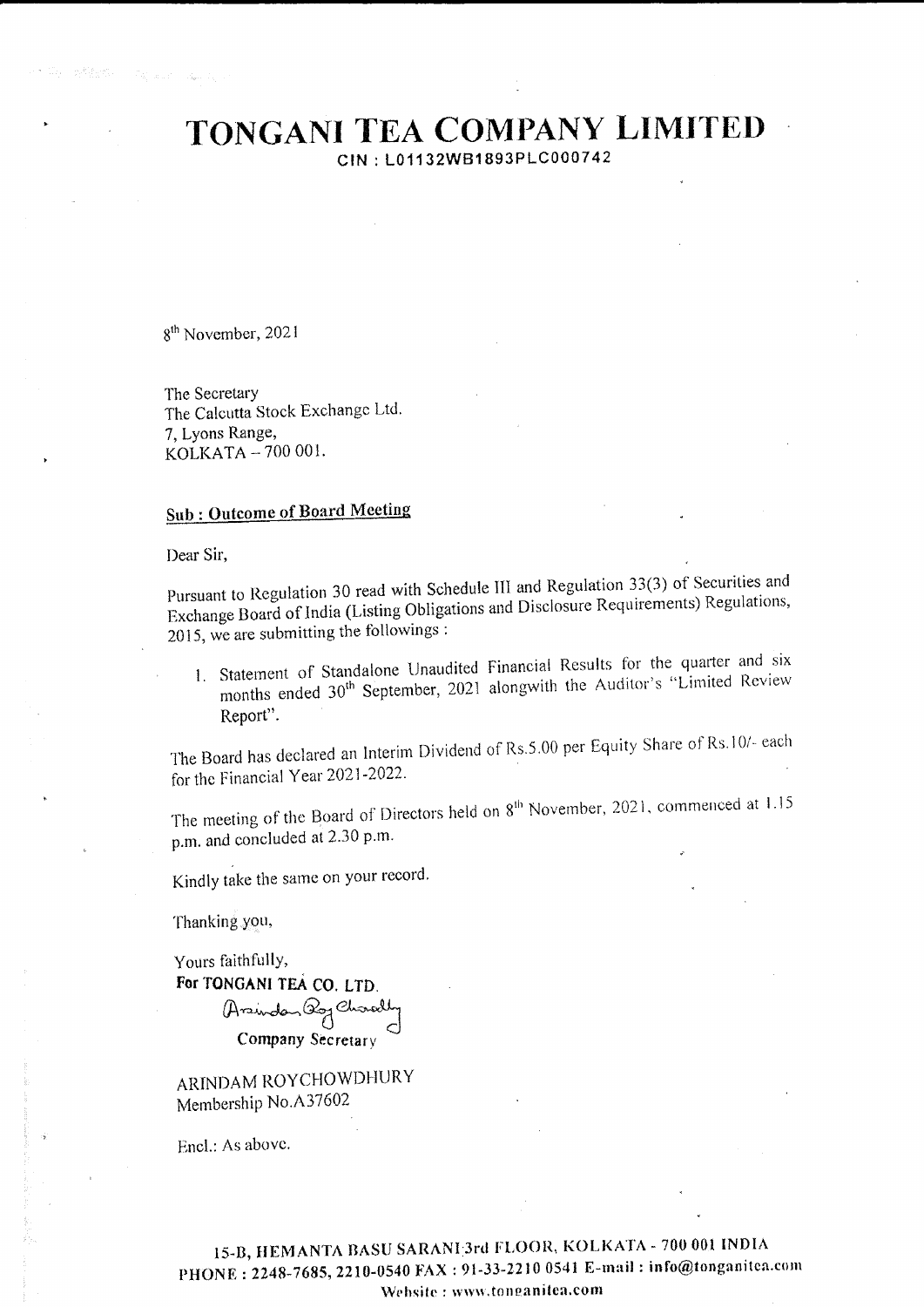# TONGANI TEA COMPANY LIMITED

CIN : L01132WB1893PLC000742

8th November, 2021

The Secretary
The Calcutta Stock Exchange Ltd.
7, Lyons Range,
KOLKATA – 700 001.

**Sub : Outcome of Board Meeting**

Dear Sir,

Pursuant to Regulation 30 read with Schedule III and Regulation 33(3) of Securities and Exchange Board of India (Listing Obligations and Disclosure Requirements) Regulations, 2015, we are submitting the followings :

1. Statement of Standalone Unaudited Financial Results for the quarter and six months ended 30th September, 2021 alongwith the Auditor's "Limited Review Report".

The Board has declared an Interim Dividend of Rs.5.00 per Equity Share of Rs.10/- each for the Financial Year 2021-2022.

The meeting of the Board of Directors held on 8th November, 2021, commenced at 1.15 p.m. and concluded at 2.30 p.m.

Kindly take the same on your record.

Thanking you,

Yours faithfully,
**For TONGANI TEA CO. LTD.**

**Company Secretary**

ARINDAM ROYCHOWDHURY
Membership No.A37602

Encl.: As above.

15-B, HEMANTA BASU SARANI 3rd FLOOR, KOLKATA - 700 001 INDIA
PHONE : 2248-7685, 2210-0540 FAX : 91-33-2210 0541 E-mail : info@tonganitea.com
Website : www.tonganitea.com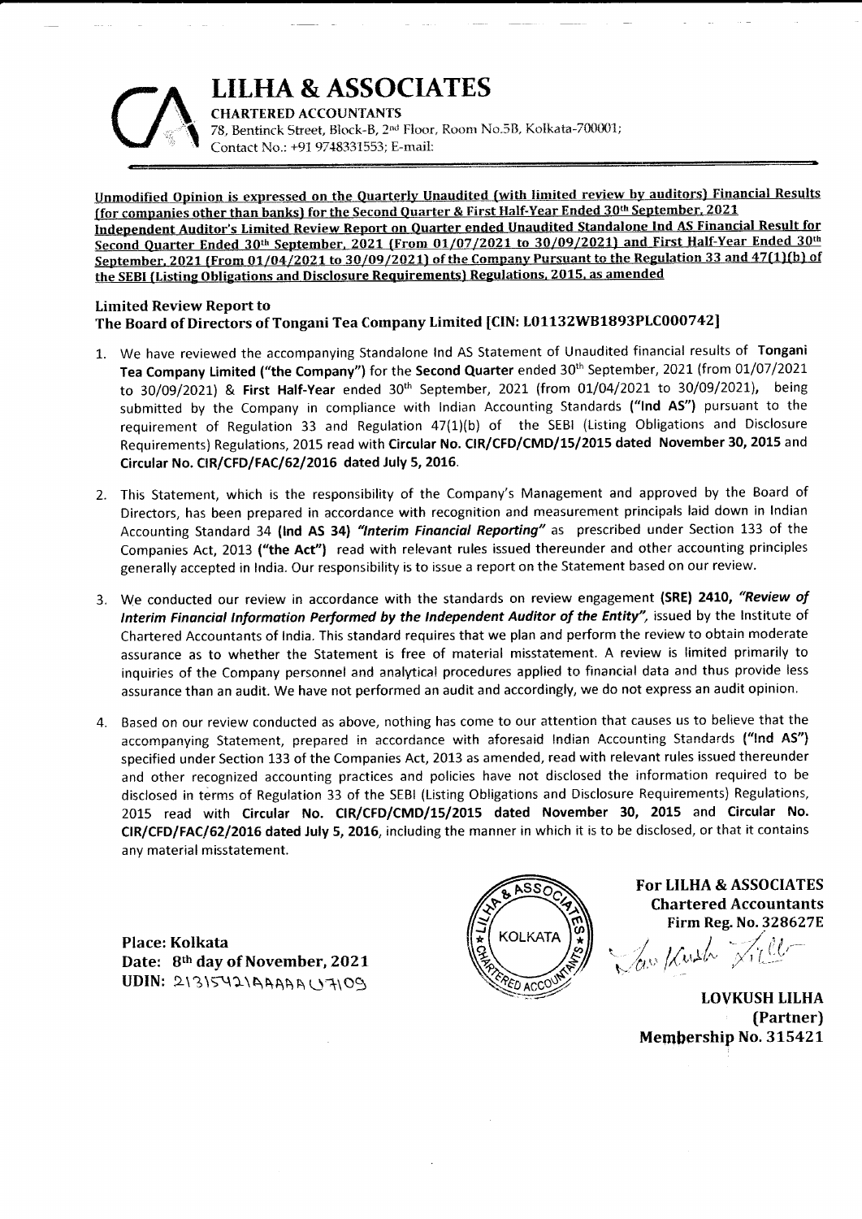# LILHA & ASSOCIATES

**CHARTERED ACCOUNTANTS**
78, Bentinck Street, Block-B, 2nd Floor, Room No.5B, Kolkata-700001;
Contact No.: +91 9748331553; E-mail:

**Unmodified Opinion is expressed on the Quarterly Unaudited (with limited review by auditors) Financial Results (for companies other than banks) for the Second Quarter & First Half-Year Ended 30th September, 2021**
**Independent Auditor's Limited Review Report on Quarter ended Unaudited Standalone Ind AS Financial Result for Second Quarter Ended 30th September, 2021 (From 01/07/2021 to 30/09/2021) and First Half-Year Ended 30th September, 2021 (From 01/04/2021 to 30/09/2021) of the Company Pursuant to the Regulation 33 and 47(1)(b) of the SEBI (Listing Obligations and Disclosure Requirements) Regulations, 2015, as amended**

**Limited Review Report to**
**The Board of Directors of Tongani Tea Company Limited [CIN: L01132WB1893PLC000742]**

1. We have reviewed the accompanying Standalone Ind AS Statement of Unaudited financial results of **Tongani Tea Company Limited ("the Company")** for the **Second Quarter** ended 30th September, 2021 (from 01/07/2021 to 30/09/2021) & **First Half-Year** ended 30th September, 2021 (from 01/04/2021 to 30/09/2021), being submitted by the Company in compliance with Indian Accounting Standards **("Ind AS")** pursuant to the requirement of Regulation 33 and Regulation 47(1)(b) of the SEBI (Listing Obligations and Disclosure Requirements) Regulations, 2015 read with **Circular No. CIR/CFD/CMD/15/2015 dated November 30, 2015** and **Circular No. CIR/CFD/FAC/62/2016 dated July 5, 2016**.

2. This Statement, which is the responsibility of the Company's Management and approved by the Board of Directors, has been prepared in accordance with recognition and measurement principals laid down in Indian Accounting Standard 34 **(Ind AS 34)** ***"Interim Financial Reporting"*** as prescribed under Section 133 of the Companies Act, 2013 **("the Act")** read with relevant rules issued thereunder and other accounting principles generally accepted in India. Our responsibility is to issue a report on the Statement based on our review.

3. We conducted our review in accordance with the standards on review engagement **(SRE) 2410,** ***"Review of Interim Financial Information Performed by the Independent Auditor of the Entity"***, issued by the Institute of Chartered Accountants of India. This standard requires that we plan and perform the review to obtain moderate assurance as to whether the Statement is free of material misstatement. A review is limited primarily to inquiries of the Company personnel and analytical procedures applied to financial data and thus provide less assurance than an audit. We have not performed an audit and accordingly, we do not express an audit opinion.

4. Based on our review conducted as above, nothing has come to our attention that causes us to believe that the accompanying Statement, prepared in accordance with aforesaid Indian Accounting Standards **("Ind AS")** specified under Section 133 of the Companies Act, 2013 as amended, read with relevant rules issued thereunder and other recognized accounting practices and policies have not disclosed the information required to be disclosed in terms of Regulation 33 of the SEBI (Listing Obligations and Disclosure Requirements) Regulations, 2015 read with **Circular No. CIR/CFD/CMD/15/2015 dated November 30, 2015** and **Circular No. CIR/CFD/FAC/62/2016 dated July 5, 2016**, including the manner in which it is to be disclosed, or that it contains any material misstatement.

**Place: Kolkata**
**Date: 8th day of November, 2021**
**UDIN: 21315421AAAAAU7109**

**For LILHA & ASSOCIATES**
**Chartered Accountants**
**Firm Reg. No. 328627E**

**LOVKUSH LILHA**
**(Partner)**
**Membership No. 315421**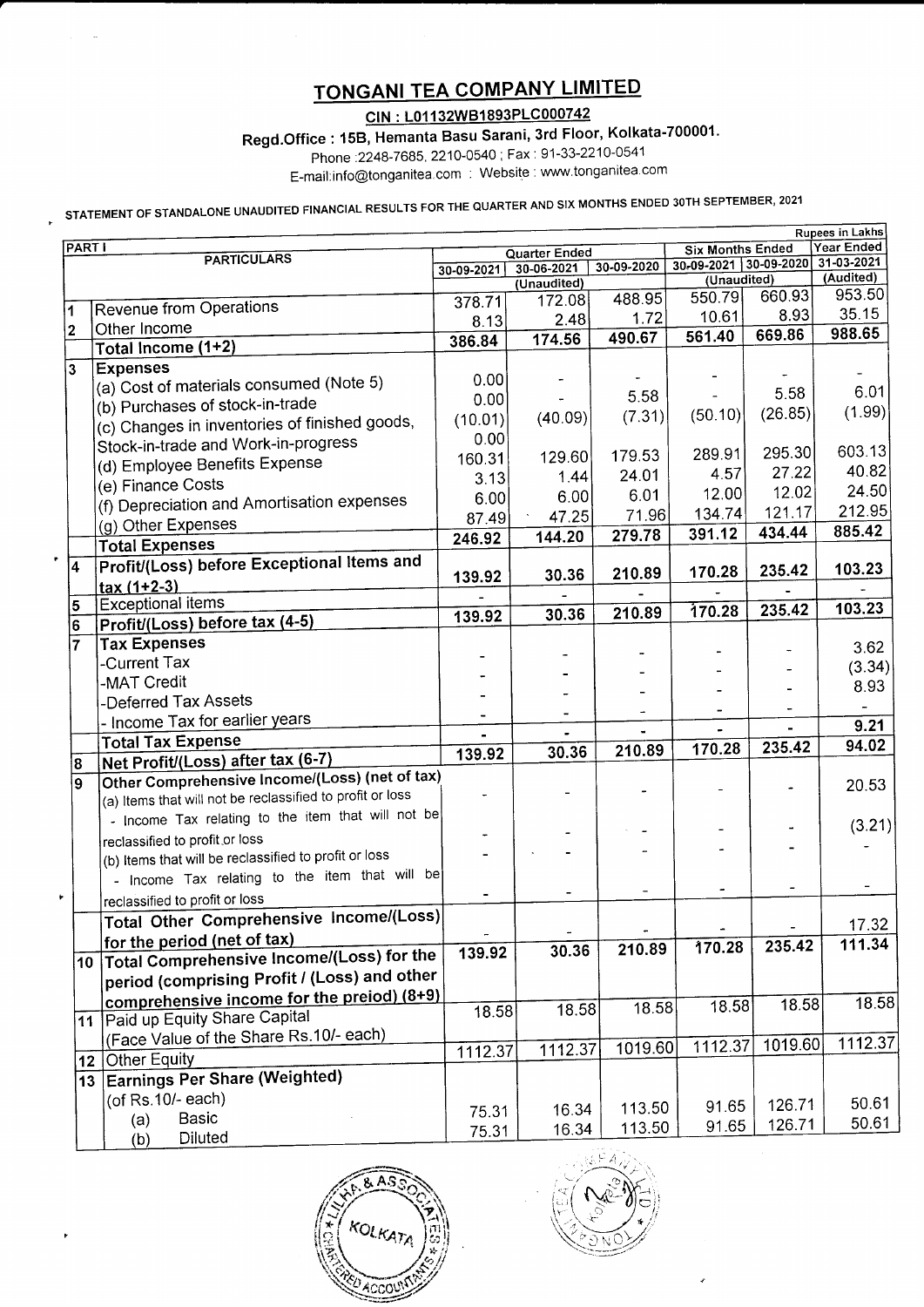# TONGANI TEA COMPANY LIMITED

**CIN : L01132WB1893PLC000742**

**Regd.Office : 15B, Hemanta Basu Sarani, 3rd Floor, Kolkata-700001.**

Phone :2248-7685, 2210-0540 ; Fax : 91-33-2210-0541

E-mail:info@tonganitea.com : Website : www.tonganitea.com

STATEMENT OF STANDALONE UNAUDITED FINANCIAL RESULTS FOR THE QUARTER AND SIX MONTHS ENDED 30TH SEPTEMBER, 2021

Rupees in Lakhs

| PART I | | Quarter Ended | | | Six Months Ended | | Year Ended |
|---|---|---|---|---|---|---|---|
| | PARTICULARS | 30-09-2021 | 30-06-2021 | 30-09-2020 | 30-09-2021 | 30-09-2020 | 31-03-2021 |
| | | (Unaudited) | | | (Unaudited) | | (Audited) |
| 1 | Revenue from Operations | 378.71 | 172.08 | 488.95 | 550.79 | 660.93 | 953.50 |
| 2 | Other Income | 8.13 | 2.48 | 1.72 | 10.61 | 8.93 | 35.15 |
| | **Total Income (1+2)** | **386.84** | **174.56** | **490.67** | **561.40** | **669.86** | **988.65** |
| 3 | **Expenses** | | | | | | |
| | (a) Cost of materials consumed (Note 5) | 0.00 | - | - | - | - | - |
| | (b) Purchases of stock-in-trade | 0.00 | - | 5.58 | - | 5.58 | 6.01 |
| | (c) Changes in inventories of finished goods, Stock-in-trade and Work-in-progress | (10.01) | (40.09) | (7.31) | (50.10) | (26.85) | (1.99) |
| | (d) Employee Benefits Expense | 160.31 | 129.60 | 179.53 | 289.91 | 295.30 | 603.13 |
| | (e) Finance Costs | 3.13 | 1.44 | 24.01 | 4.57 | 27.22 | 40.82 |
| | (f) Depreciation and Amortisation expenses | 6.00 | 6.00 | 6.01 | 12.00 | 12.02 | 24.50 |
| | (g) Other Expenses | 87.49 | 47.25 | 71.96 | 134.74 | 121.17 | 212.95 |
| | **Total Expenses** | **246.92** | **144.20** | **279.78** | **391.12** | **434.44** | **885.42** |
| 4 | **Profit/(Loss) before Exceptional Items and tax (1+2-3)** | 139.92 | 30.36 | 210.89 | 170.28 | 235.42 | 103.23 |
| 5 | Exceptional items | - | - | - | - | - | - |
| 6 | **Profit/(Loss) before tax (4-5)** | 139.92 | 30.36 | 210.89 | 170.28 | 235.42 | 103.23 |
| 7 | **Tax Expenses** | | | | | | |
| | -Current Tax | - | - | - | - | - | 3.62 |
| | -MAT Credit | - | - | - | - | - | (3.34) |
| | -Deferred Tax Assets | - | - | - | - | - | 8.93 |
| | - Income Tax for earlier years | - | - | - | - | - | - |
| | **Total Tax Expense** | - | - | - | - | - | 9.21 |
| 8 | **Net Profit/(Loss) after tax (6-7)** | 139.92 | 30.36 | 210.89 | 170.28 | 235.42 | 94.02 |
| 9 | **Other Comprehensive Income/(Loss) (net of tax)** | | | | | | |
| | (a) Items that will not be reclassified to profit or loss | - | - | - | - | - | 20.53 |
| | - Income Tax relating to the item that will not be reclassified to profit or loss | - | - | - | - | - | (3.21) |
| | (b) Items that will be reclassified to profit or loss | - | - | - | - | - | - |
| | - Income Tax relating to the item that will be reclassified to profit or loss | - | - | - | - | - | - |
| | **Total Other Comprehensive Income/(Loss) for the period (net of tax)** | - | - | - | - | - | 17.32 |
| 10 | **Total Comprehensive Income/(Loss) for the period (comprising Profit / (Loss) and other comprehensive income for the preiod) (8+9)** | 139.92 | 30.36 | 210.89 | 170.28 | 235.42 | 111.34 |
| 11 | Paid up Equity Share Capital (Face Value of the Share Rs.10/- each) | 18.58 | 18.58 | 18.58 | 18.58 | 18.58 | 18.58 |
| 12 | Other Equity | 1112.37 | 1112.37 | 1019.60 | 1112.37 | 1019.60 | 1112.37 |
| 13 | **Earnings Per Share (Weighted)** (of Rs.10/- each) | | | | | | |
| | (a) Basic | 75.31 | 16.34 | 113.50 | 91.65 | 126.71 | 50.61 |
| | (b) Diluted | 75.31 | 16.34 | 113.50 | 91.65 | 126.71 | 50.61 |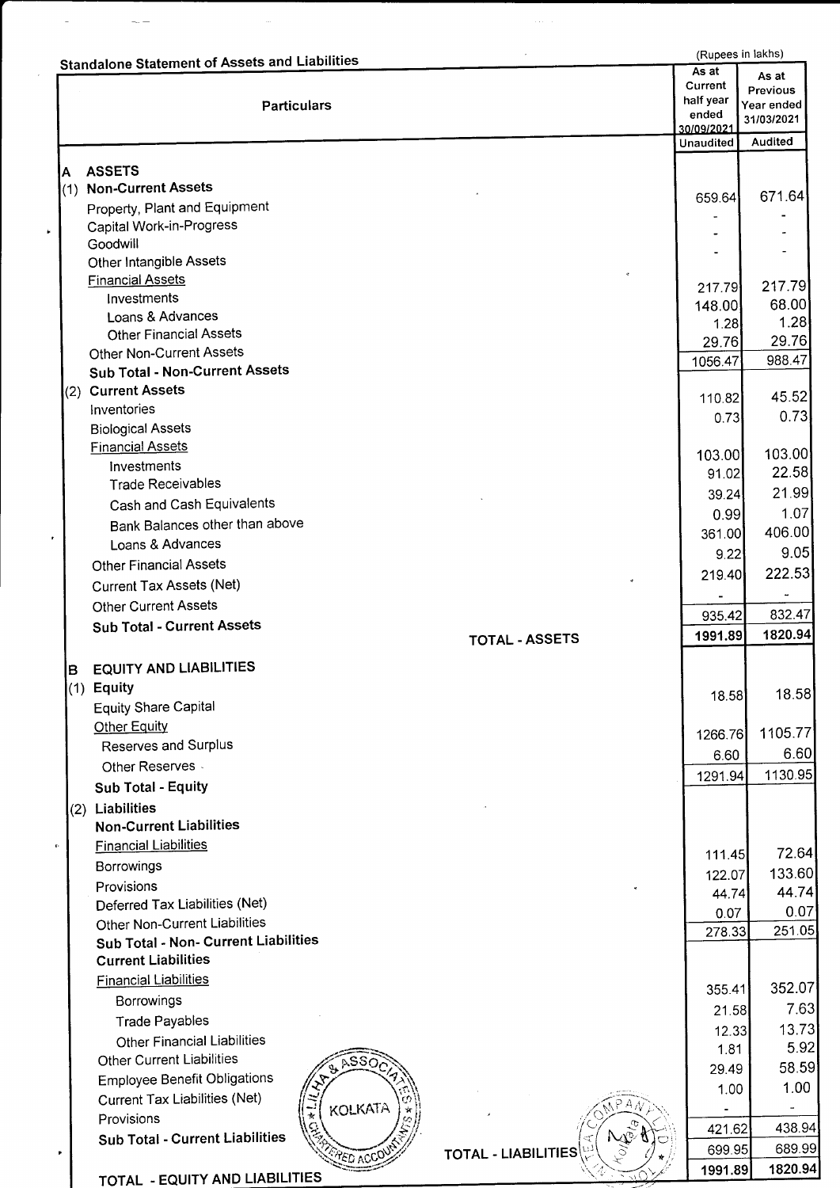## Standalone Statement of Assets and Liabilities

(Rupees in lakhs)

| Particulars | As at Current half year ended 30/09/2021 | As at Previous Year ended 31/03/2021 |
|---|---|---|
| | Unaudited | Audited |
| **A ASSETS** | | |
| **(1) Non-Current Assets** | | |
| Property, Plant and Equipment | 659.64 | 671.64 |
| Capital Work-in-Progress | - | - |
| Goodwill | - | - |
| Other Intangible Assets | - | - |
| Financial Assets | | |
| Investments | 217.79 | 217.79 |
| Loans & Advances | 148.00 | 68.00 |
| Other Financial Assets | 1.28 | 1.28 |
| Other Non-Current Assets | 29.76 | 29.76 |
| **Sub Total - Non-Current Assets** | 1056.47 | 988.47 |
| **(2) Current Assets** | | |
| Inventories | 110.82 | 45.52 |
| Biological Assets | 0.73 | 0.73 |
| Financial Assets | | |
| Investments | 103.00 | 103.00 |
| Trade Receivables | 91.02 | 22.58 |
| Cash and Cash Equivalents | 39.24 | 21.99 |
| Bank Balances other than above | 0.99 | 1.07 |
| Loans & Advances | 361.00 | 406.00 |
| Other Financial Assets | 9.22 | 9.05 |
| Current Tax Assets (Net) | 219.40 | 222.53 |
| Other Current Assets | - | - |
| **Sub Total - Current Assets** | 935.42 | 832.47 |
| **TOTAL - ASSETS** | **1991.89** | **1820.94** |
| **B EQUITY AND LIABILITIES** | | |
| **(1) Equity** | | |
| Equity Share Capital | 18.58 | 18.58 |
| Other Equity | | |
| Reserves and Surplus | 1266.76 | 1105.77 |
| Other Reserves | 6.60 | 6.60 |
| **Sub Total - Equity** | 1291.94 | 1130.95 |
| **(2) Liabilities** | | |
| **Non-Current Liabilities** | | |
| Financial Liabilities | | |
| Borrowings | 111.45 | 72.64 |
| Provisions | 122.07 | 133.60 |
| Deferred Tax Liabilities (Net) | 44.74 | 44.74 |
| Other Non-Current Liabilities | 0.07 | 0.07 |
| **Sub Total - Non- Current Liabilities** | 278.33 | 251.05 |
| **Current Liabilities** | | |
| Financial Liabilities | | |
| Borrowings | 355.41 | 352.07 |
| Trade Payables | 21.58 | 7.63 |
| Other Financial Liabilities | 12.33 | 13.73 |
| Other Current Liabilities | 1.81 | 5.92 |
| Employee Benefit Obligations | 29.49 | 58.59 |
| Current Tax Liabilities (Net) | 1.00 | 1.00 |
| Provisions | - | - |
| **Sub Total - Current Liabilities** | 421.62 | 438.94 |
| **TOTAL - LIABILITIES** | 699.95 | 689.99 |
| **TOTAL - EQUITY AND LIABILITIES** | **1991.89** | **1820.94** |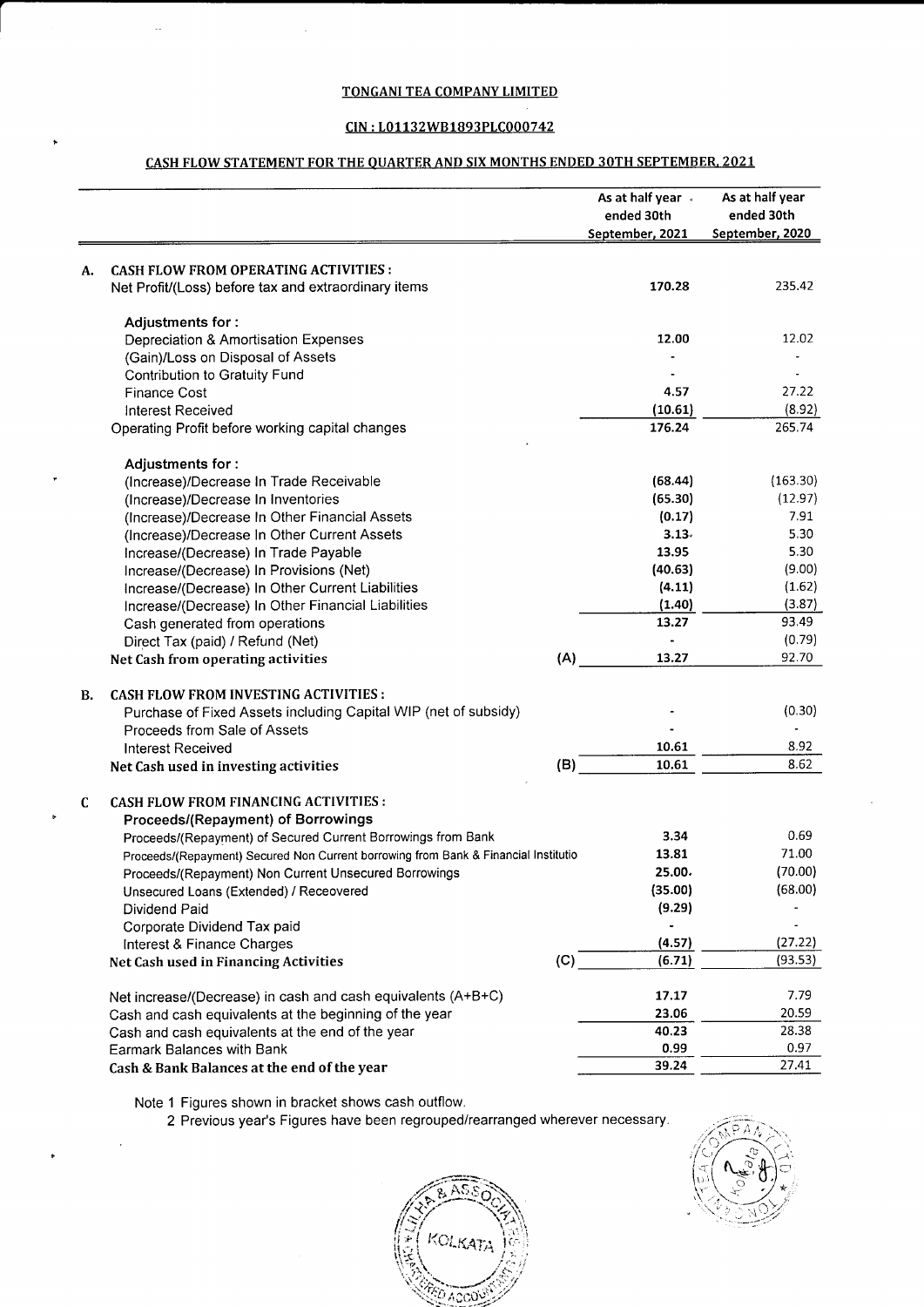TONGANI TEA COMPANY LIMITED

CIN : L01132WB1893PLC000742

CASH FLOW STATEMENT FOR THE QUARTER AND SIX MONTHS ENDED 30TH SEPTEMBER, 2021

| | | | As at half year ended 30th September, 2021 | As at half year ended 30th September, 2020 |
|---|---|---|---|---|
| **A.** | **CASH FLOW FROM OPERATING ACTIVITIES :** | | | |
| | Net Profit/(Loss) before tax and extraordinary items | | **170.28** | 235.42 |
| | **Adjustments for :** | | | |
| | Depreciation & Amortisation Expenses | | **12.00** | 12.02 |
| | (Gain)/Loss on Disposal of Assets | | - | - |
| | Contribution to Gratuity Fund | | - | - |
| | Finance Cost | | **4.57** | 27.22 |
| | Interest Received | | **(10.61)** | (8.92) |
| | Operating Profit before working capital changes | | **176.24** | 265.74 |
| | **Adjustments for :** | | | |
| | (Increase)/Decrease In Trade Receivable | | **(68.44)** | (163.30) |
| | (Increase)/Decrease In Inventories | | **(65.30)** | (12.97) |
| | (Increase)/Decrease In Other Financial Assets | | **(0.17)** | 7.91 |
| | (Increase)/Decrease In Other Current Assets | | **3.13** | 5.30 |
| | Increase/(Decrease) In Trade Payable | | **13.95** | 5.30 |
| | Increase/(Decrease) In Provisions (Net) | | **(40.63)** | (9.00) |
| | Increase/(Decrease) In Other Current Liabilities | | **(4.11)** | (1.62) |
| | Increase/(Decrease) In Other Financial Liabilities | | **(1.40)** | (3.87) |
| | Cash generated from operations | | **13.27** | 93.49 |
| | Direct Tax (paid) / Refund (Net) | | - | (0.79) |
| | **Net Cash from operating activities** | (A) | **13.27** | 92.70 |
| **B.** | **CASH FLOW FROM INVESTING ACTIVITIES :** | | | |
| | Purchase of Fixed Assets including Capital WIP (net of subsidy) | | - | (0.30) |
| | Proceeds from Sale of Assets | | - | - |
| | Interest Received | | **10.61** | 8.92 |
| | **Net Cash used in investing activities** | (B) | **10.61** | 8.62 |
| **C** | **CASH FLOW FROM FINANCING ACTIVITIES :** | | | |
| | **Proceeds/(Repayment) of Borrowings** | | | |
| | Proceeds/(Repayment) of Secured Current Borrowings from Bank | | **3.34** | 0.69 |
| | Proceeds/(Repayment) Secured Non Current borrowing from Bank & Financial Institutio | | **13.81** | 71.00 |
| | Proceeds/(Repayment) Non Current Unsecured Borrowings | | **25.00** | (70.00) |
| | Unsecured Loans (Extended) / Receovered | | **(35.00)** | (68.00) |
| | Dividend Paid | | **(9.29)** | - |
| | Corporate Dividend Tax paid | | - | - |
| | Interest & Finance Charges | | **(4.57)** | (27.22) |
| | **Net Cash used in Financing Activities** | (C) | **(6.71)** | (93.53) |
| | Net increase/(Decrease) in cash and cash equivalents (A+B+C) | | **17.17** | 7.79 |
| | Cash and cash equivalents at the beginning of the year | | **23.06** | 20.59 |
| | Cash and cash equivalents at the end of the year | | **40.23** | 28.38 |
| | Earmark Balances with Bank | | **0.99** | 0.97 |
| | **Cash & Bank Balances at the end of the year** | | **39.24** | 27.41 |

Note 1 Figures shown in bracket shows cash outflow.

2 Previous year's Figures have been regrouped/rearranged wherever necessary.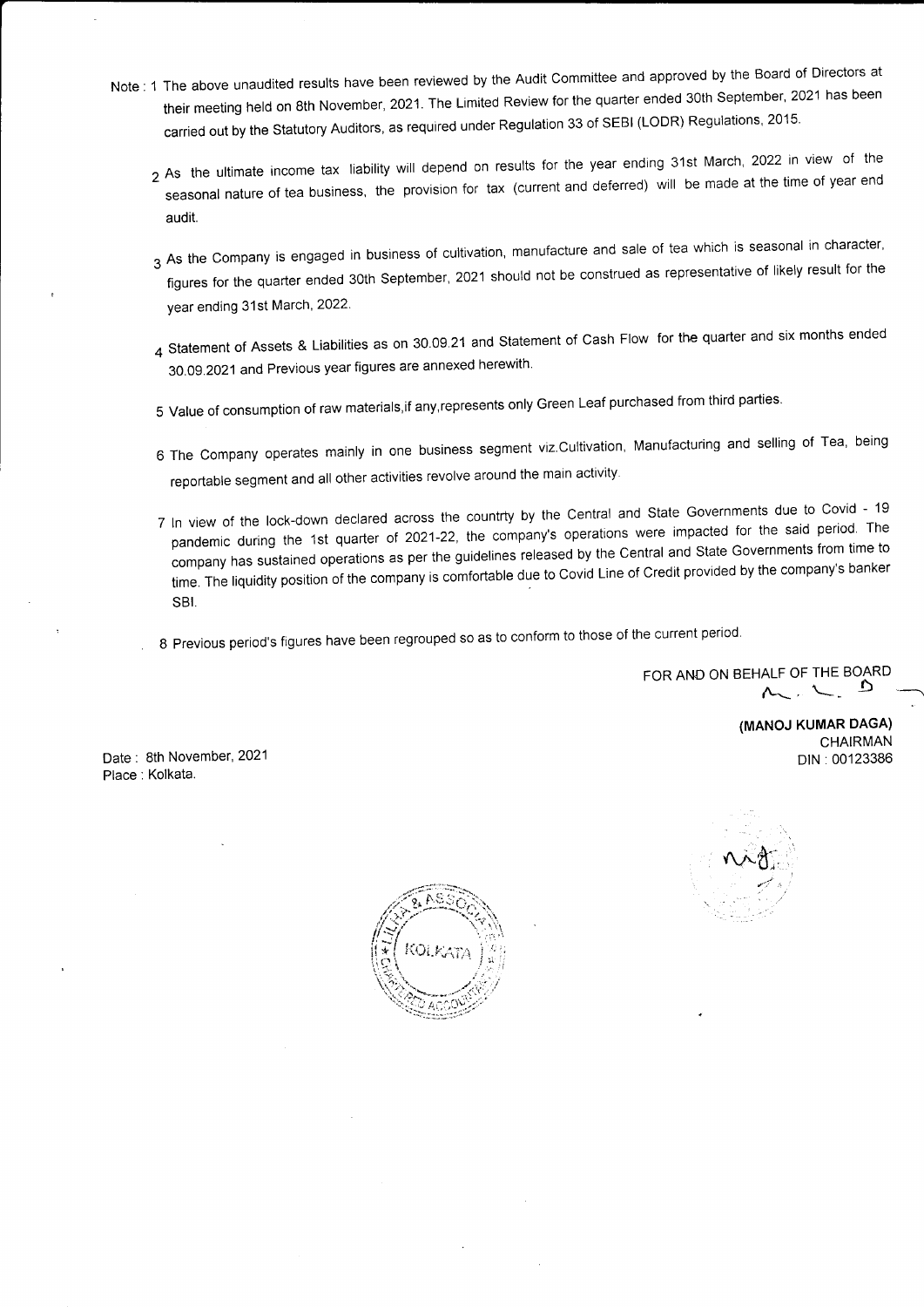Note : 1 The above unaudited results have been reviewed by the Audit Committee and approved by the Board of Directors at their meeting held on 8th November, 2021. The Limited Review for the quarter ended 30th September, 2021 has been carried out by the Statutory Auditors, as required under Regulation 33 of SEBI (LODR) Regulations, 2015.

2 As the ultimate income tax liability will depend on results for the year ending 31st March, 2022 in view of the seasonal nature of tea business, the provision for tax (current and deferred) will be made at the time of year end audit.

3 As the Company is engaged in business of cultivation, manufacture and sale of tea which is seasonal in character, figures for the quarter ended 30th September, 2021 should not be construed as representative of likely result for the year ending 31st March, 2022.

4 Statement of Assets & Liabilities as on 30.09.21 and Statement of Cash Flow for the quarter and six months ended 30.09.2021 and Previous year figures are annexed herewith.

5 Value of consumption of raw materials,if any,represents only Green Leaf purchased from third parties.

6 The Company operates mainly in one business segment viz.Cultivation, Manufacturing and selling of Tea, being reportable segment and all other activities revolve around the main activity.

7 In view of the lock-down declared across the countrty by the Central and State Governments due to Covid - 19 pandemic during the 1st quarter of 2021-22, the company's operations were impacted for the said period. The company has sustained operations as per the guidelines released by the Central and State Governments from time to time. The liquidity position of the company is comfortable due to Covid Line of Credit provided by the company's banker SBI.

8 Previous period's figures have been regrouped so as to conform to those of the current period.

FOR AND ON BEHALF OF THE BOARD

**(MANOJ KUMAR DAGA)**
CHAIRMAN
DIN : 00123386

Date : 8th November, 2021
Place : Kolkata.